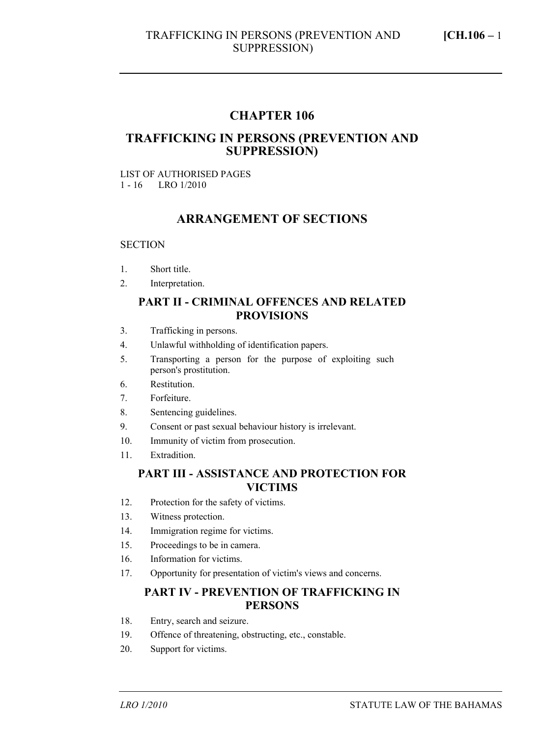# CHAPTER 106

# TRAFFICKING IN PERSONS (PREVENTION AND SUPPRESSION)

LIST OF AUTHORISED PAGES
1 - 16 LRO 1/2010

## ARRANGEMENT OF SECTIONS

SECTION

1. Short title.
2. Interpretation.

### PART II - CRIMINAL OFFENCES AND RELATED PROVISIONS

3. Trafficking in persons.
4. Unlawful withholding of identification papers.
5. Transporting a person for the purpose of exploiting such person's prostitution.
6. Restitution.
7. Forfeiture.
8. Sentencing guidelines.
9. Consent or past sexual behaviour history is irrelevant.
10. Immunity of victim from prosecution.
11. Extradition.

### PART III - ASSISTANCE AND PROTECTION FOR VICTIMS

12. Protection for the safety of victims.
13. Witness protection.
14. Immigration regime for victims.
15. Proceedings to be in camera.
16. Information for victims.
17. Opportunity for presentation of victim's views and concerns.

### PART IV - PREVENTION OF TRAFFICKING IN PERSONS

18. Entry, search and seizure.
19. Offence of threatening, obstructing, etc., constable.
20. Support for victims.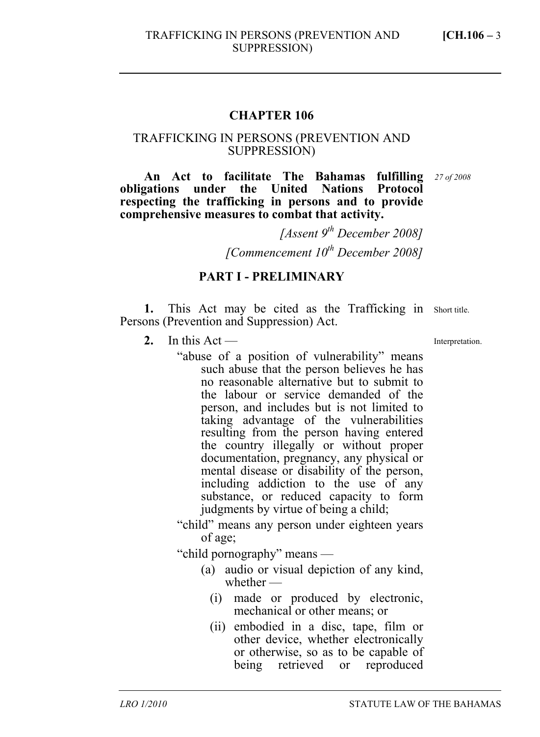# CHAPTER 106

## TRAFFICKING IN PERSONS (PREVENTION AND SUPPRESSION)

**An Act to facilitate The Bahamas fulfilling obligations under the United Nations Protocol respecting the trafficking in persons and to provide comprehensive measures to combat that activity.**

*27 of 2008*

*[Assent 9th December 2008]*

*[Commencement 10th December 2008]*

## PART I - PRELIMINARY

Short title.

**1.** This Act may be cited as the Trafficking in Persons (Prevention and Suppression) Act.

Interpretation.

**2.** In this Act —

"abuse of a position of vulnerability" means such abuse that the person believes he has no reasonable alternative but to submit to the labour or service demanded of the person, and includes but is not limited to taking advantage of the vulnerabilities resulting from the person having entered the country illegally or without proper documentation, pregnancy, any physical or mental disease or disability of the person, including addiction to the use of any substance, or reduced capacity to form judgments by virtue of being a child;

"child" means any person under eighteen years of age;

"child pornography" means —

(a) audio or visual depiction of any kind, whether —

(i) made or produced by electronic, mechanical or other means; or

(ii) embodied in a disc, tape, film or other device, whether electronically or otherwise, so as to be capable of being retrieved or reproduced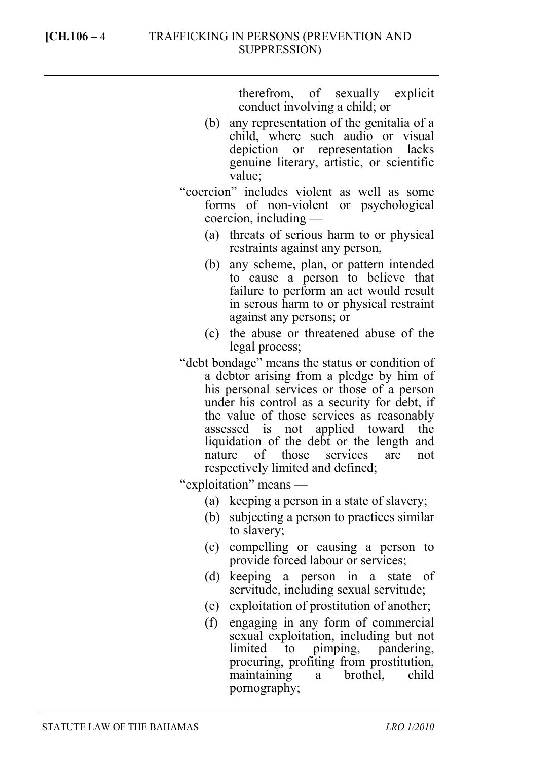therefrom, of sexually explicit conduct involving a child; or

(b) any representation of the genitalia of a child, where such audio or visual depiction or representation lacks genuine literary, artistic, or scientific value;

"coercion" includes violent as well as some forms of non-violent or psychological coercion, including —

(a) threats of serious harm to or physical restraints against any person,

(b) any scheme, plan, or pattern intended to cause a person to believe that failure to perform an act would result in serous harm to or physical restraint against any persons; or

(c) the abuse or threatened abuse of the legal process;

"debt bondage" means the status or condition of a debtor arising from a pledge by him of his personal services or those of a person under his control as a security for debt, if the value of those services as reasonably assessed is not applied toward the liquidation of the debt or the length and nature of those services are not respectively limited and defined;

"exploitation" means —

(a) keeping a person in a state of slavery;

(b) subjecting a person to practices similar to slavery;

(c) compelling or causing a person to provide forced labour or services;

(d) keeping a person in a state of servitude, including sexual servitude;

(e) exploitation of prostitution of another;

(f) engaging in any form of commercial sexual exploitation, including but not limited to pimping, pandering, procuring, profiting from prostitution, maintaining a brothel, child pornography;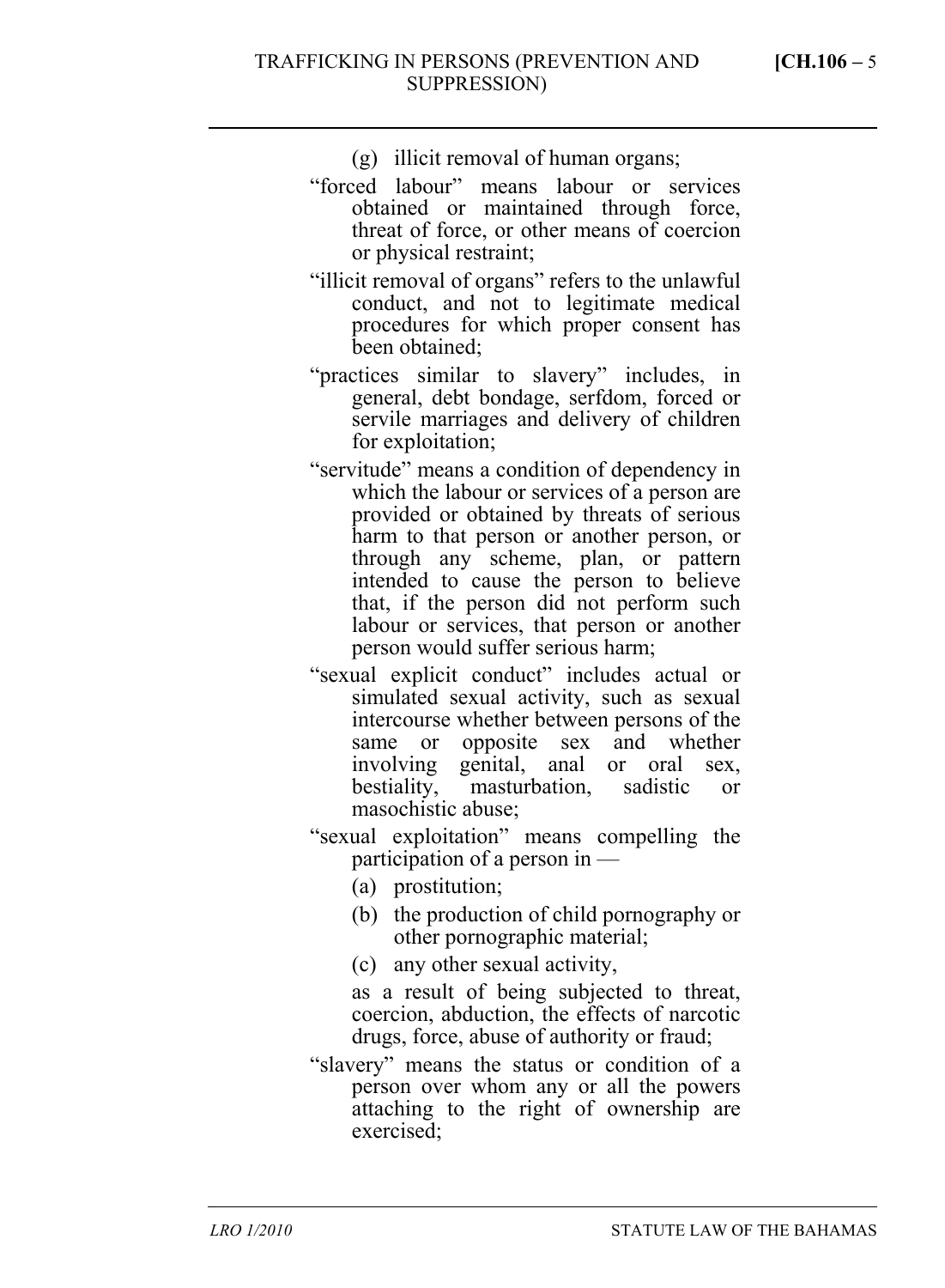(g) illicit removal of human organs;

"forced labour" means labour or services obtained or maintained through force, threat of force, or other means of coercion or physical restraint;

"illicit removal of organs" refers to the unlawful conduct, and not to legitimate medical procedures for which proper consent has been obtained;

"practices similar to slavery" includes, in general, debt bondage, serfdom, forced or servile marriages and delivery of children for exploitation;

"servitude" means a condition of dependency in which the labour or services of a person are provided or obtained by threats of serious harm to that person or another person, or through any scheme, plan, or pattern intended to cause the person to believe that, if the person did not perform such labour or services, that person or another person would suffer serious harm;

"sexual explicit conduct" includes actual or simulated sexual activity, such as sexual intercourse whether between persons of the same or opposite sex and whether involving genital, anal or oral sex, bestiality, masturbation, sadistic or masochistic abuse;

"sexual exploitation" means compelling the participation of a person in —

(a) prostitution;

(b) the production of child pornography or other pornographic material;

(c) any other sexual activity,

as a result of being subjected to threat, coercion, abduction, the effects of narcotic drugs, force, abuse of authority or fraud;

"slavery" means the status or condition of a person over whom any or all the powers attaching to the right of ownership are exercised;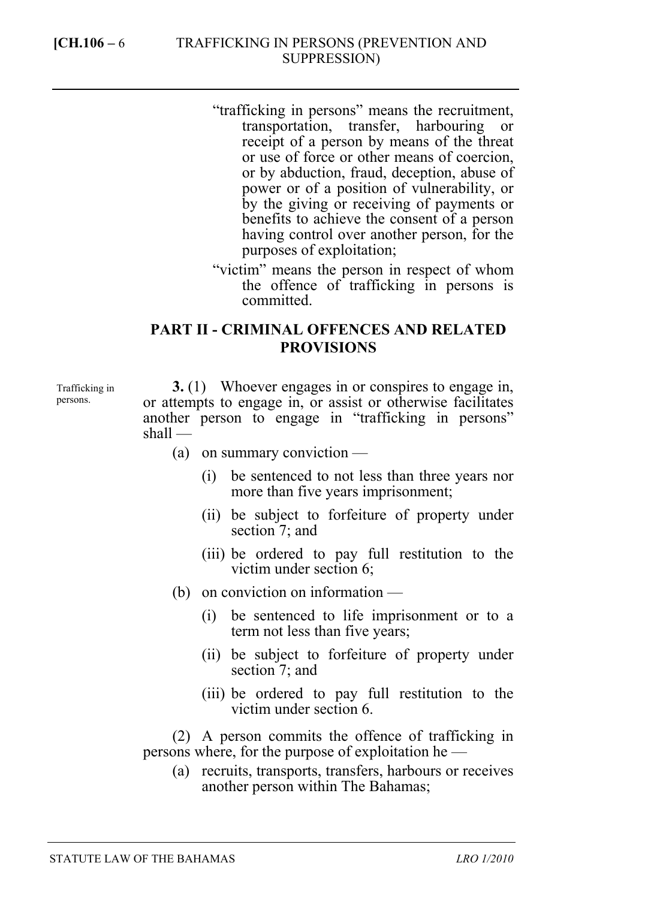"trafficking in persons" means the recruitment, transportation, transfer, harbouring or receipt of a person by means of the threat or use of force or other means of coercion, or by abduction, fraud, deception, abuse of power or of a position of vulnerability, or by the giving or receiving of payments or benefits to achieve the consent of a person having control over another person, for the purposes of exploitation;

"victim" means the person in respect of whom the offence of trafficking in persons is committed.

## PART II - CRIMINAL OFFENCES AND RELATED PROVISIONS

Trafficking in persons.

**3.** (1) Whoever engages in or conspires to engage in, or attempts to engage in, or assist or otherwise facilitates another person to engage in "trafficking in persons" shall —

(a) on summary conviction —

(i) be sentenced to not less than three years nor more than five years imprisonment;

(ii) be subject to forfeiture of property under section 7; and

(iii) be ordered to pay full restitution to the victim under section 6;

(b) on conviction on information —

(i) be sentenced to life imprisonment or to a term not less than five years;

(ii) be subject to forfeiture of property under section 7; and

(iii) be ordered to pay full restitution to the victim under section 6.

(2) A person commits the offence of trafficking in persons where, for the purpose of exploitation he —

(a) recruits, transports, transfers, harbours or receives another person within The Bahamas;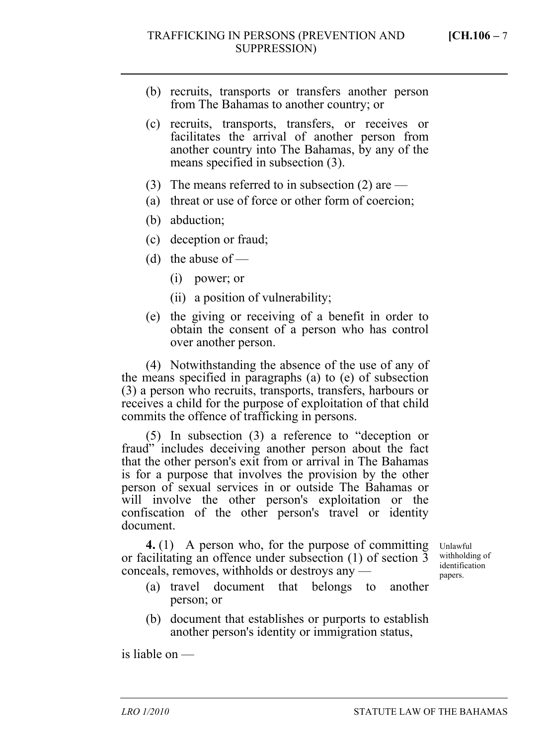(b) recruits, transports or transfers another person from The Bahamas to another country; or

(c) recruits, transports, transfers, or receives or facilitates the arrival of another person from another country into The Bahamas, by any of the means specified in subsection (3).

(3) The means referred to in subsection (2) are —

(a) threat or use of force or other form of coercion;

(b) abduction;

(c) deception or fraud;

(d) the abuse of —

(i) power; or

(ii) a position of vulnerability;

(e) the giving or receiving of a benefit in order to obtain the consent of a person who has control over another person.

(4) Notwithstanding the absence of the use of any of the means specified in paragraphs (a) to (e) of subsection (3) a person who recruits, transports, transfers, harbours or receives a child for the purpose of exploitation of that child commits the offence of trafficking in persons.

(5) In subsection (3) a reference to "deception or fraud" includes deceiving another person about the fact that the other person's exit from or arrival in The Bahamas is for a purpose that involves the provision by the other person of sexual services in or outside The Bahamas or will involve the other person's exploitation or the confiscation of the other person's travel or identity document.

*Unlawful withholding of identification papers.*

**4.** (1) A person who, for the purpose of committing or facilitating an offence under subsection (1) of section 3 conceals, removes, withholds or destroys any —

(a) travel document that belongs to another person; or

(b) document that establishes or purports to establish another person's identity or immigration status,

is liable on —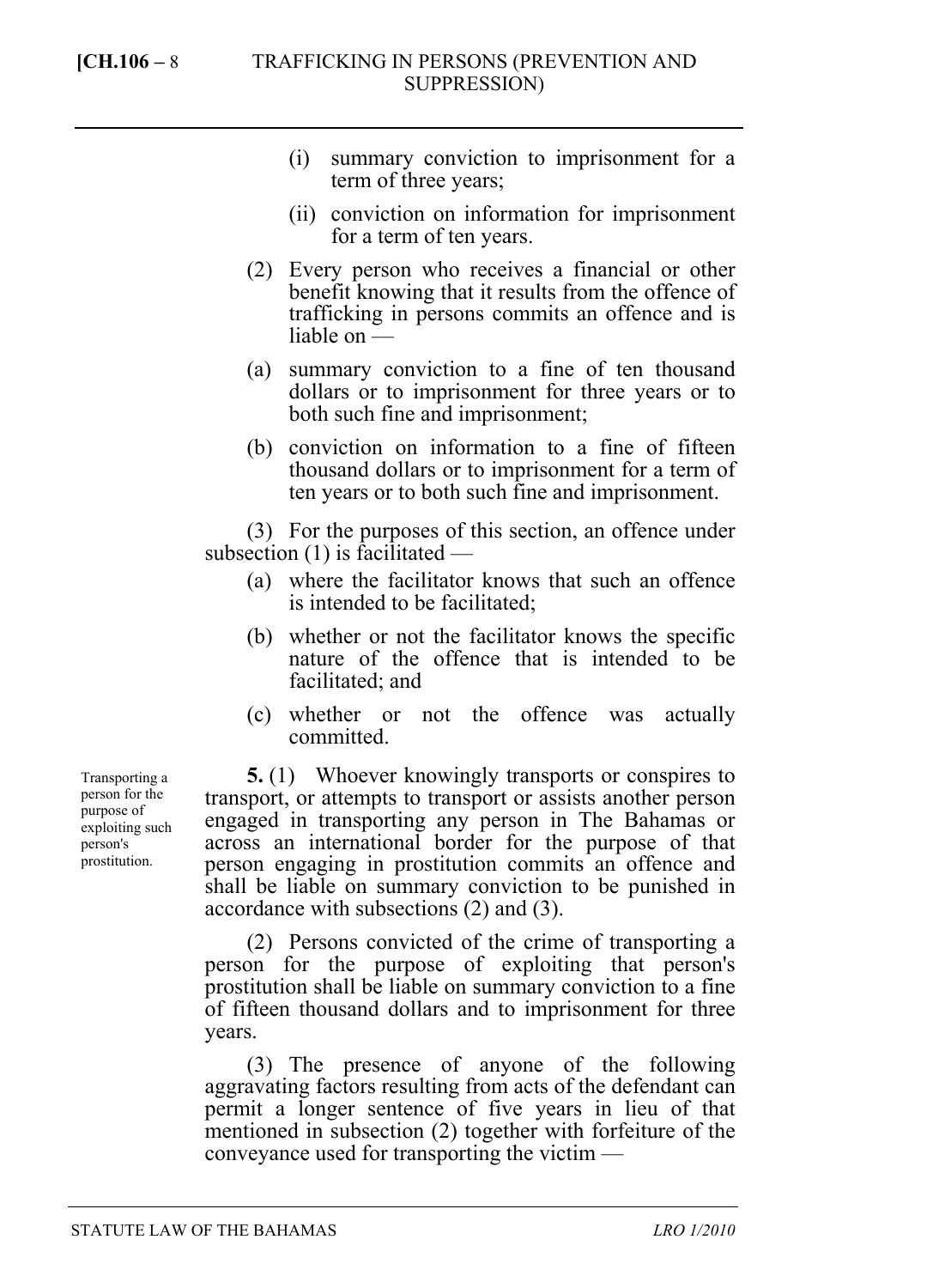(i) summary conviction to imprisonment for a term of three years;

(ii) conviction on information for imprisonment for a term of ten years.

(2) Every person who receives a financial or other benefit knowing that it results from the offence of trafficking in persons commits an offence and is liable on —

(a) summary conviction to a fine of ten thousand dollars or to imprisonment for three years or to both such fine and imprisonment;

(b) conviction on information to a fine of fifteen thousand dollars or to imprisonment for a term of ten years or to both such fine and imprisonment.

(3) For the purposes of this section, an offence under subsection (1) is facilitated —

(a) where the facilitator knows that such an offence is intended to be facilitated;

(b) whether or not the facilitator knows the specific nature of the offence that is intended to be facilitated; and

(c) whether or not the offence was actually committed.

*Transporting a person for the purpose of exploiting such person's prostitution.*

**5.** (1) Whoever knowingly transports or conspires to transport, or attempts to transport or assists another person engaged in transporting any person in The Bahamas or across an international border for the purpose of that person engaging in prostitution commits an offence and shall be liable on summary conviction to be punished in accordance with subsections (2) and (3).

(2) Persons convicted of the crime of transporting a person for the purpose of exploiting that person's prostitution shall be liable on summary conviction to a fine of fifteen thousand dollars and to imprisonment for three years.

(3) The presence of anyone of the following aggravating factors resulting from acts of the defendant can permit a longer sentence of five years in lieu of that mentioned in subsection (2) together with forfeiture of the conveyance used for transporting the victim —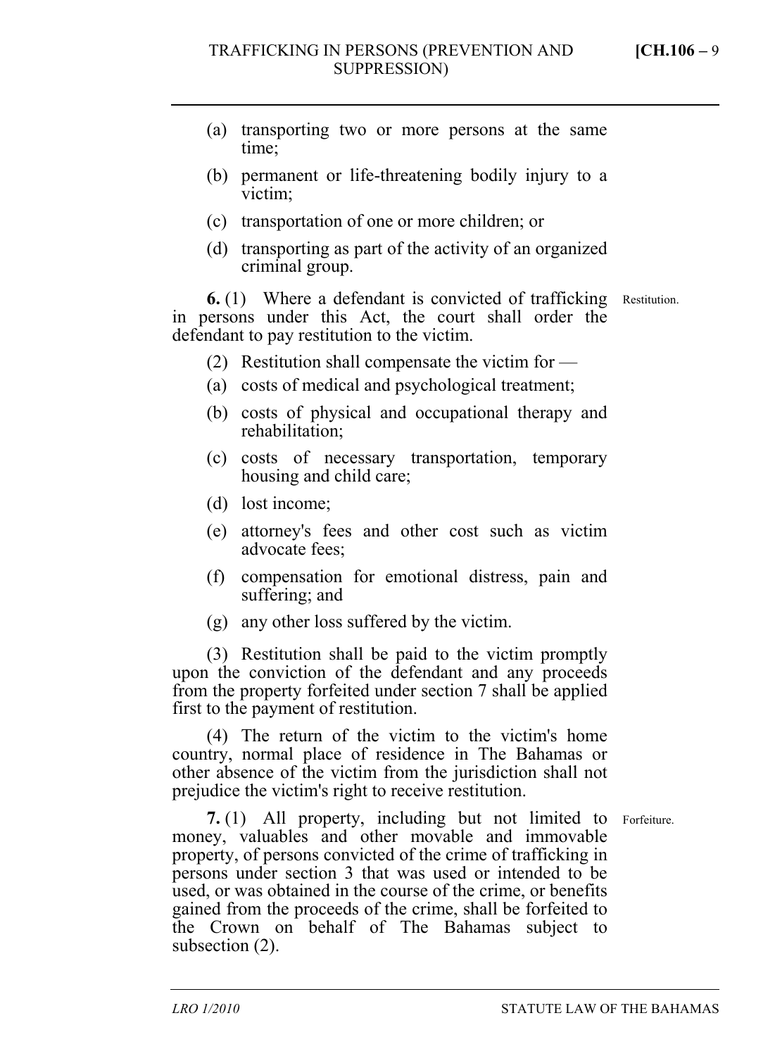(a) transporting two or more persons at the same time;

(b) permanent or life-threatening bodily injury to a victim;

(c) transportation of one or more children; or

(d) transporting as part of the activity of an organized criminal group.

**6.** (1) Where a defendant is convicted of trafficking in persons under this Act, the court shall order the defendant to pay restitution to the victim. *Restitution.*

(2) Restitution shall compensate the victim for —

(a) costs of medical and psychological treatment;

(b) costs of physical and occupational therapy and rehabilitation;

(c) costs of necessary transportation, temporary housing and child care;

(d) lost income;

(e) attorney's fees and other cost such as victim advocate fees;

(f) compensation for emotional distress, pain and suffering; and

(g) any other loss suffered by the victim.

(3) Restitution shall be paid to the victim promptly upon the conviction of the defendant and any proceeds from the property forfeited under section 7 shall be applied first to the payment of restitution.

(4) The return of the victim to the victim's home country, normal place of residence in The Bahamas or other absence of the victim from the jurisdiction shall not prejudice the victim's right to receive restitution.

**7.** (1) All property, including but not limited to money, valuables and other movable and immovable property, of persons convicted of the crime of trafficking in persons under section 3 that was used or intended to be used, or was obtained in the course of the crime, or benefits gained from the proceeds of the crime, shall be forfeited to the Crown on behalf of The Bahamas subject to subsection (2). *Forfeiture.*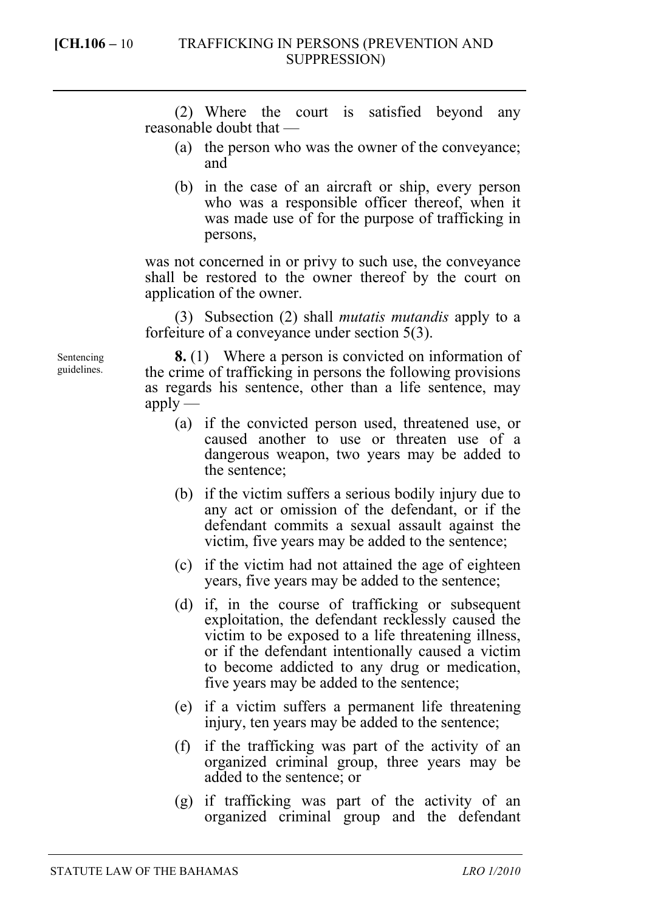(2) Where the court is satisfied beyond any reasonable doubt that —

- (a) the person who was the owner of the conveyance; and
- (b) in the case of an aircraft or ship, every person who was a responsible officer thereof, when it was made use of for the purpose of trafficking in persons,

was not concerned in or privy to such use, the conveyance shall be restored to the owner thereof by the court on application of the owner.

(3) Subsection (2) shall *mutatis mutandis* apply to a forfeiture of a conveyance under section 5(3).

Sentencing guidelines.

**8.** (1) Where a person is convicted on information of the crime of trafficking in persons the following provisions as regards his sentence, other than a life sentence, may apply —

- (a) if the convicted person used, threatened use, or caused another to use or threaten use of a dangerous weapon, two years may be added to the sentence;
- (b) if the victim suffers a serious bodily injury due to any act or omission of the defendant, or if the defendant commits a sexual assault against the victim, five years may be added to the sentence;
- (c) if the victim had not attained the age of eighteen years, five years may be added to the sentence;
- (d) if, in the course of trafficking or subsequent exploitation, the defendant recklessly caused the victim to be exposed to a life threatening illness, or if the defendant intentionally caused a victim to become addicted to any drug or medication, five years may be added to the sentence;
- (e) if a victim suffers a permanent life threatening injury, ten years may be added to the sentence;
- (f) if the trafficking was part of the activity of an organized criminal group, three years may be added to the sentence; or
- (g) if trafficking was part of the activity of an organized criminal group and the defendant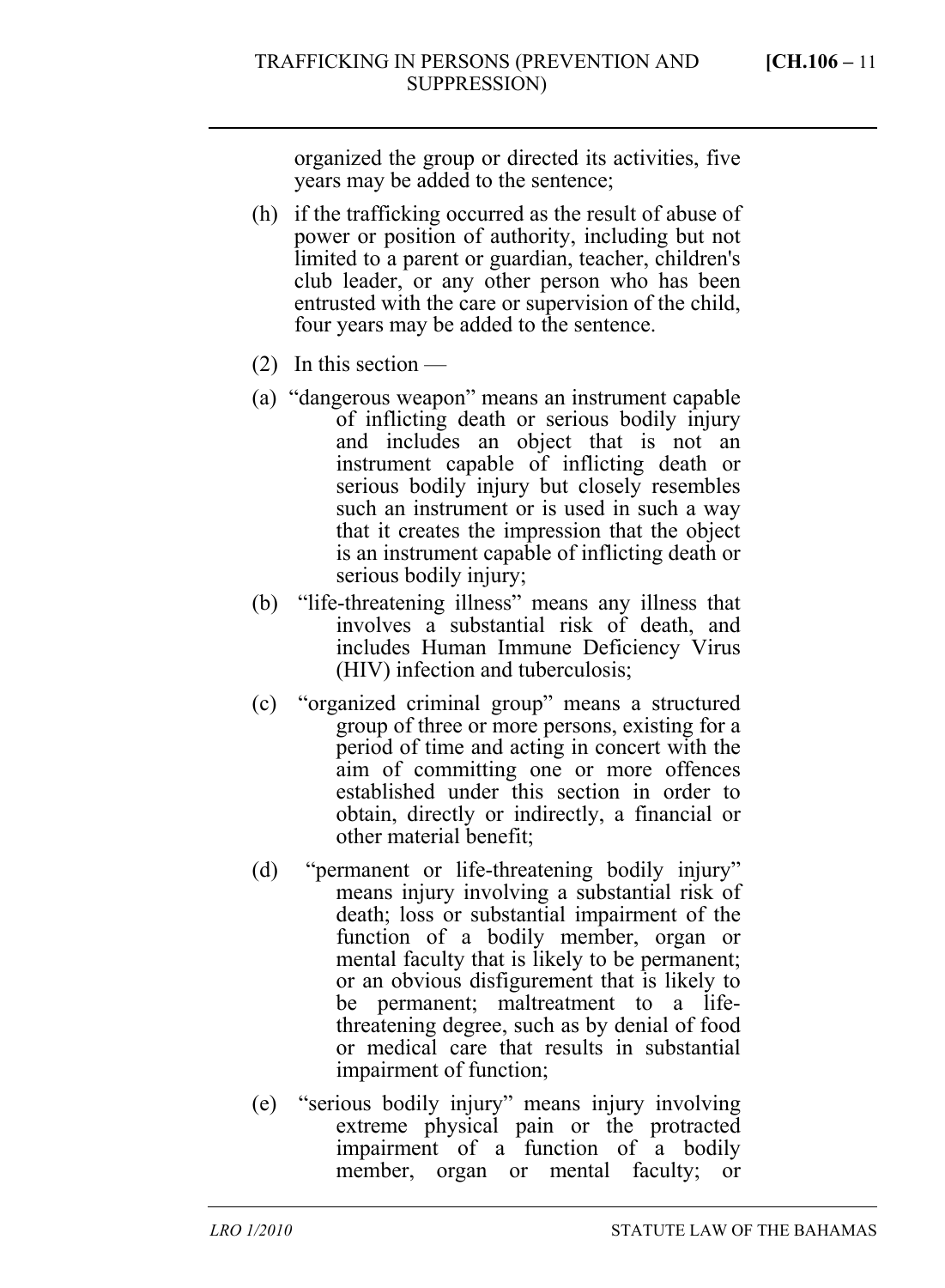organized the group or directed its activities, five years may be added to the sentence;

(h) if the trafficking occurred as the result of abuse of power or position of authority, including but not limited to a parent or guardian, teacher, children's club leader, or any other person who has been entrusted with the care or supervision of the child, four years may be added to the sentence.

(2) In this section —

(a) "dangerous weapon" means an instrument capable of inflicting death or serious bodily injury and includes an object that is not an instrument capable of inflicting death or serious bodily injury but closely resembles such an instrument or is used in such a way that it creates the impression that the object is an instrument capable of inflicting death or serious bodily injury;

(b) "life-threatening illness" means any illness that involves a substantial risk of death, and includes Human Immune Deficiency Virus (HIV) infection and tuberculosis;

(c) "organized criminal group" means a structured group of three or more persons, existing for a period of time and acting in concert with the aim of committing one or more offences established under this section in order to obtain, directly or indirectly, a financial or other material benefit;

(d) "permanent or life-threatening bodily injury" means injury involving a substantial risk of death; loss or substantial impairment of the function of a bodily member, organ or mental faculty that is likely to be permanent; or an obvious disfigurement that is likely to be permanent; maltreatment to a life-threatening degree, such as by denial of food or medical care that results in substantial impairment of function;

(e) "serious bodily injury" means injury involving extreme physical pain or the protracted impairment of a function of a bodily member, organ or mental faculty; or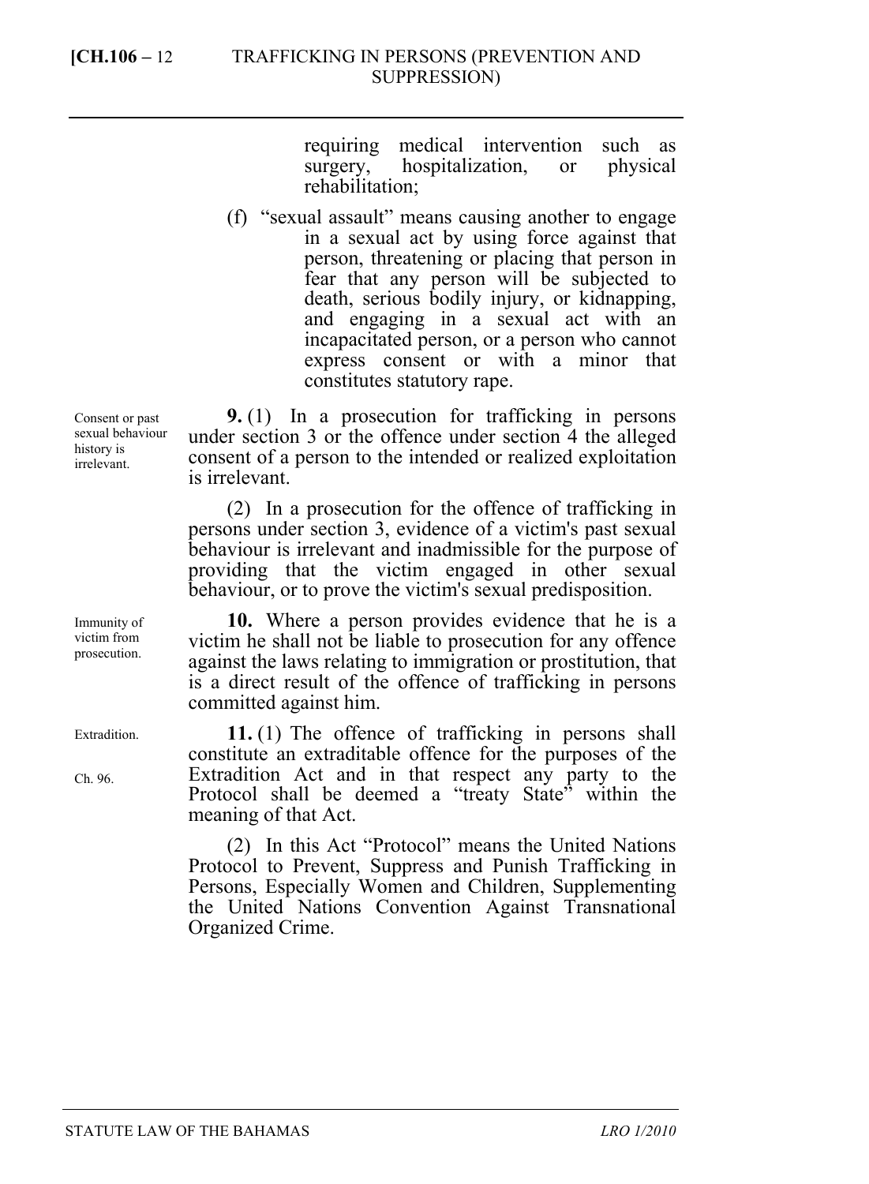requiring medical intervention such as surgery, hospitalization, or physical rehabilitation;

(f) "sexual assault" means causing another to engage in a sexual act by using force against that person, threatening or placing that person in fear that any person will be subjected to death, serious bodily injury, or kidnapping, and engaging in a sexual act with an incapacitated person, or a person who cannot express consent or with a minor that constitutes statutory rape.

*Consent or past sexual behaviour history is irrelevant.*

**9.** (1) In a prosecution for trafficking in persons under section 3 or the offence under section 4 the alleged consent of a person to the intended or realized exploitation is irrelevant.

(2) In a prosecution for the offence of trafficking in persons under section 3, evidence of a victim's past sexual behaviour is irrelevant and inadmissible for the purpose of providing that the victim engaged in other sexual behaviour, or to prove the victim's sexual predisposition.

*Immunity of victim from prosecution.*

**10.** Where a person provides evidence that he is a victim he shall not be liable to prosecution for any offence against the laws relating to immigration or prostitution, that is a direct result of the offence of trafficking in persons committed against him.

*Extradition.*

*Ch. 96.*

**11.** (1) The offence of trafficking in persons shall constitute an extraditable offence for the purposes of the Extradition Act and in that respect any party to the Protocol shall be deemed a "treaty State" within the meaning of that Act.

(2) In this Act "Protocol" means the United Nations Protocol to Prevent, Suppress and Punish Trafficking in Persons, Especially Women and Children, Supplementing the United Nations Convention Against Transnational Organized Crime.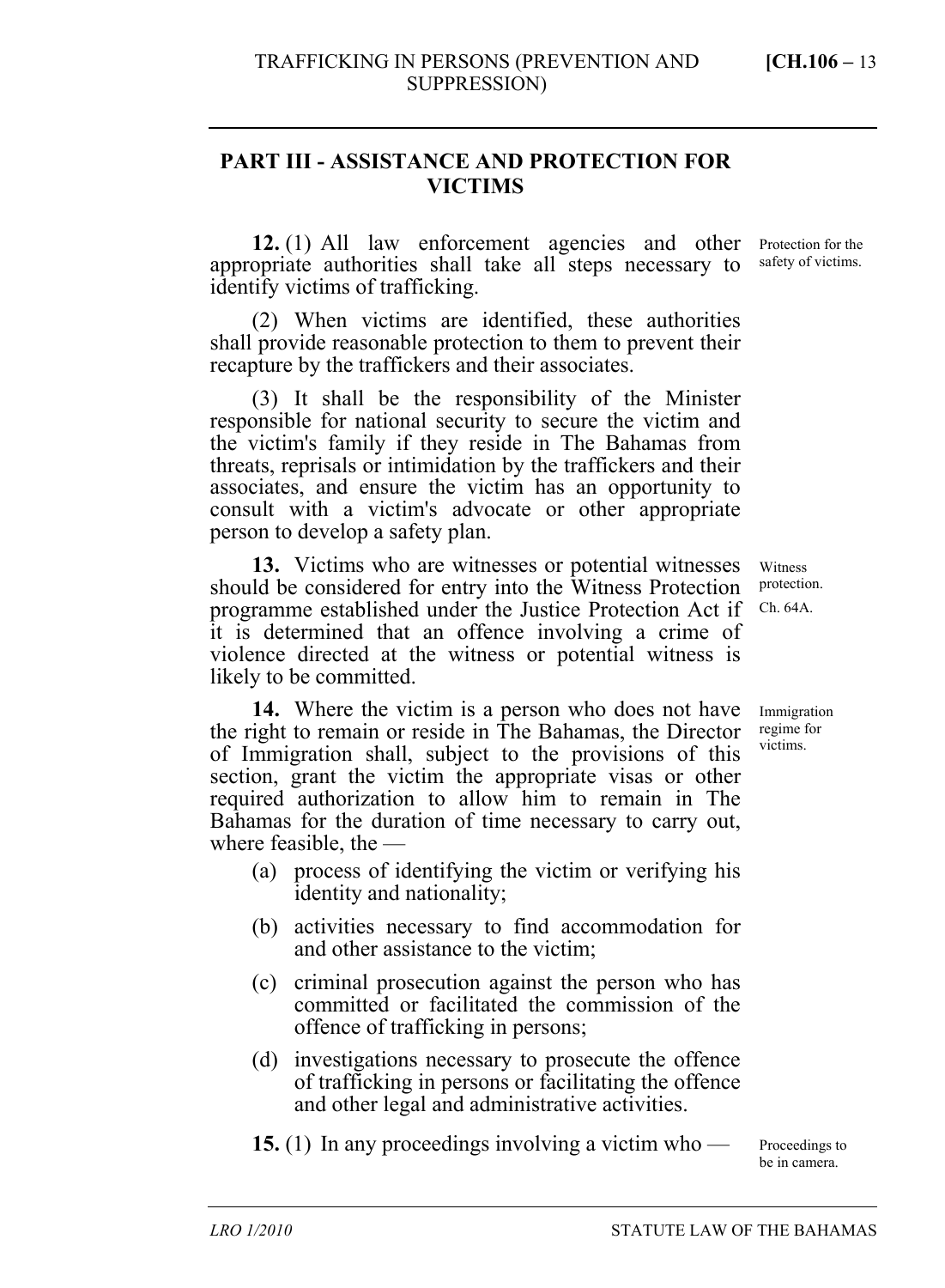## PART III - ASSISTANCE AND PROTECTION FOR VICTIMS

**12.** (1) All law enforcement agencies and other appropriate authorities shall take all steps necessary to identify victims of trafficking.

Protection for the safety of victims.

(2) When victims are identified, these authorities shall provide reasonable protection to them to prevent their recapture by the traffickers and their associates.

(3) It shall be the responsibility of the Minister responsible for national security to secure the victim and the victim's family if they reside in The Bahamas from threats, reprisals or intimidation by the traffickers and their associates, and ensure the victim has an opportunity to consult with a victim's advocate or other appropriate person to develop a safety plan.

**13.** Victims who are witnesses or potential witnesses should be considered for entry into the Witness Protection programme established under the Justice Protection Act if it is determined that an offence involving a crime of violence directed at the witness or potential witness is likely to be committed.

Witness protection. Ch. 64A.

**14.** Where the victim is a person who does not have the right to remain or reside in The Bahamas, the Director of Immigration shall, subject to the provisions of this section, grant the victim the appropriate visas or other required authorization to allow him to remain in The Bahamas for the duration of time necessary to carry out, where feasible, the —

Immigration regime for victims.

- (a) process of identifying the victim or verifying his identity and nationality;
- (b) activities necessary to find accommodation for and other assistance to the victim;
- (c) criminal prosecution against the person who has committed or facilitated the commission of the offence of trafficking in persons;
- (d) investigations necessary to prosecute the offence of trafficking in persons or facilitating the offence and other legal and administrative activities.

**15.** (1) In any proceedings involving a victim who —

Proceedings to be in camera.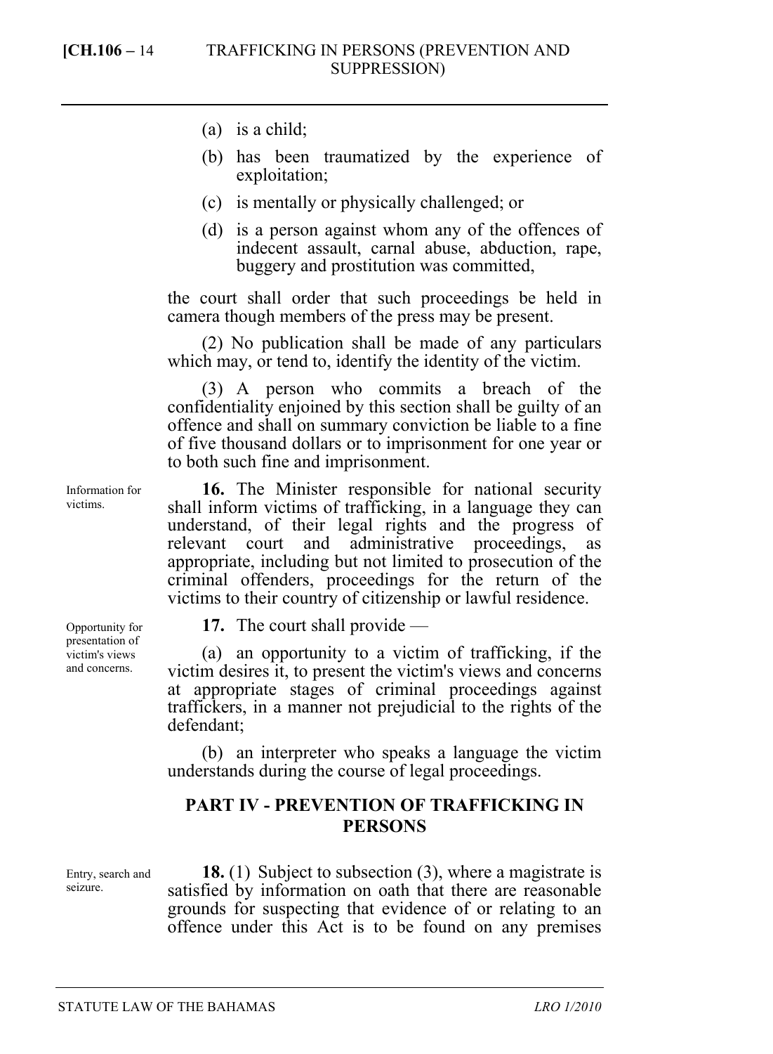(a) is a child;

(b) has been traumatized by the experience of exploitation;

(c) is mentally or physically challenged; or

(d) is a person against whom any of the offences of indecent assault, carnal abuse, abduction, rape, buggery and prostitution was committed,

the court shall order that such proceedings be held in camera though members of the press may be present.

(2) No publication shall be made of any particulars which may, or tend to, identify the identity of the victim.

(3) A person who commits a breach of the confidentiality enjoined by this section shall be guilty of an offence and shall on summary conviction be liable to a fine of five thousand dollars or to imprisonment for one year or to both such fine and imprisonment.

*Information for victims.*

**16.** The Minister responsible for national security shall inform victims of trafficking, in a language they can understand, of their legal rights and the progress of relevant court and administrative proceedings, as appropriate, including but not limited to prosecution of the criminal offenders, proceedings for the return of the victims to their country of citizenship or lawful residence.

*Opportunity for presentation of victim's views and concerns.*

**17.** The court shall provide —

(a) an opportunity to a victim of trafficking, if the victim desires it, to present the victim's views and concerns at appropriate stages of criminal proceedings against traffickers, in a manner not prejudicial to the rights of the defendant;

(b) an interpreter who speaks a language the victim understands during the course of legal proceedings.

## PART IV - PREVENTION OF TRAFFICKING IN PERSONS

*Entry, search and seizure.*

**18.** (1) Subject to subsection (3), where a magistrate is satisfied by information on oath that there are reasonable grounds for suspecting that evidence of or relating to an offence under this Act is to be found on any premises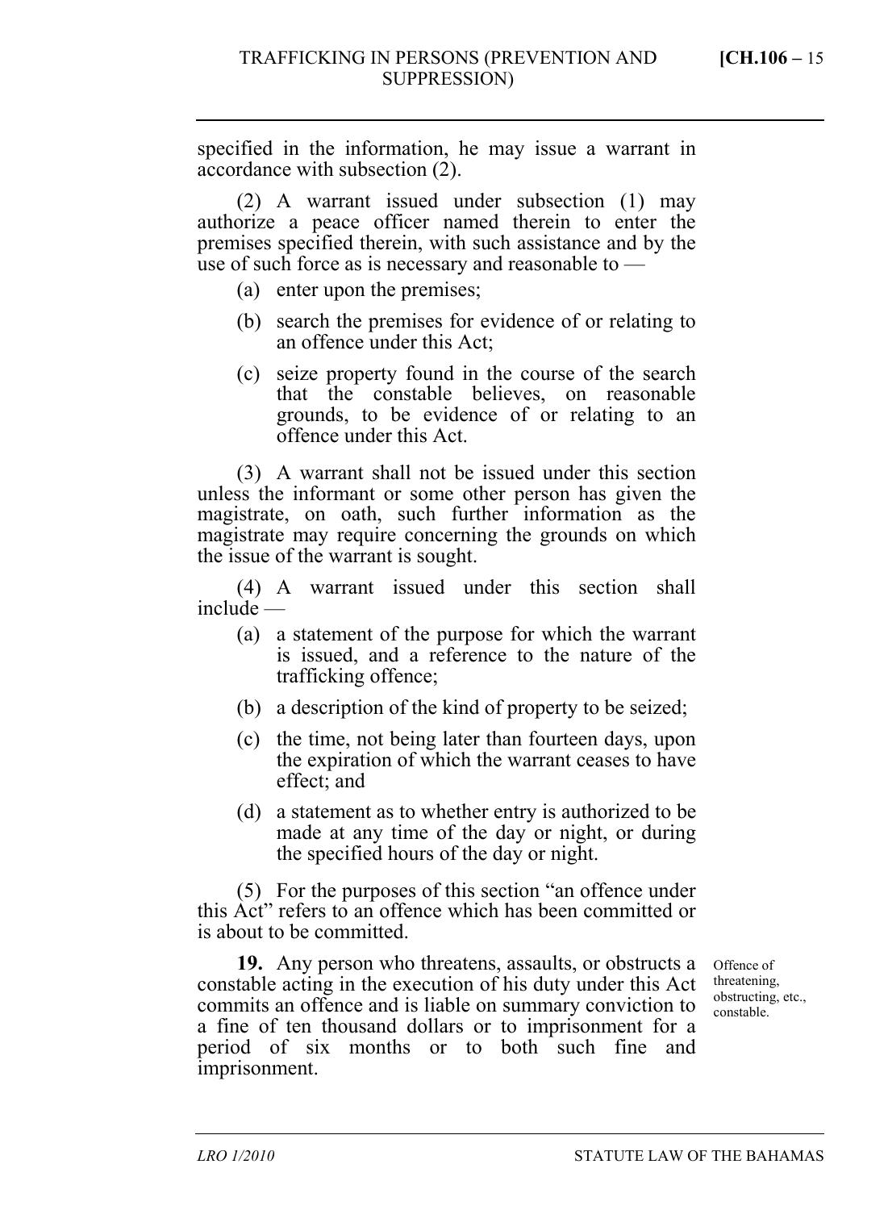specified in the information, he may issue a warrant in accordance with subsection (2).

(2) A warrant issued under subsection (1) may authorize a peace officer named therein to enter the premises specified therein, with such assistance and by the use of such force as is necessary and reasonable to —

- (a) enter upon the premises;
- (b) search the premises for evidence of or relating to an offence under this Act;
- (c) seize property found in the course of the search that the constable believes, on reasonable grounds, to be evidence of or relating to an offence under this Act.

(3) A warrant shall not be issued under this section unless the informant or some other person has given the magistrate, on oath, such further information as the magistrate may require concerning the grounds on which the issue of the warrant is sought.

(4) A warrant issued under this section shall include —

- (a) a statement of the purpose for which the warrant is issued, and a reference to the nature of the trafficking offence;
- (b) a description of the kind of property to be seized;
- (c) the time, not being later than fourteen days, upon the expiration of which the warrant ceases to have effect; and
- (d) a statement as to whether entry is authorized to be made at any time of the day or night, or during the specified hours of the day or night.

(5) For the purposes of this section "an offence under this Act" refers to an offence which has been committed or is about to be committed.

Offence of threatening, obstructing, etc., constable.

**19.** Any person who threatens, assaults, or obstructs a constable acting in the execution of his duty under this Act commits an offence and is liable on summary conviction to a fine of ten thousand dollars or to imprisonment for a period of six months or to both such fine and imprisonment.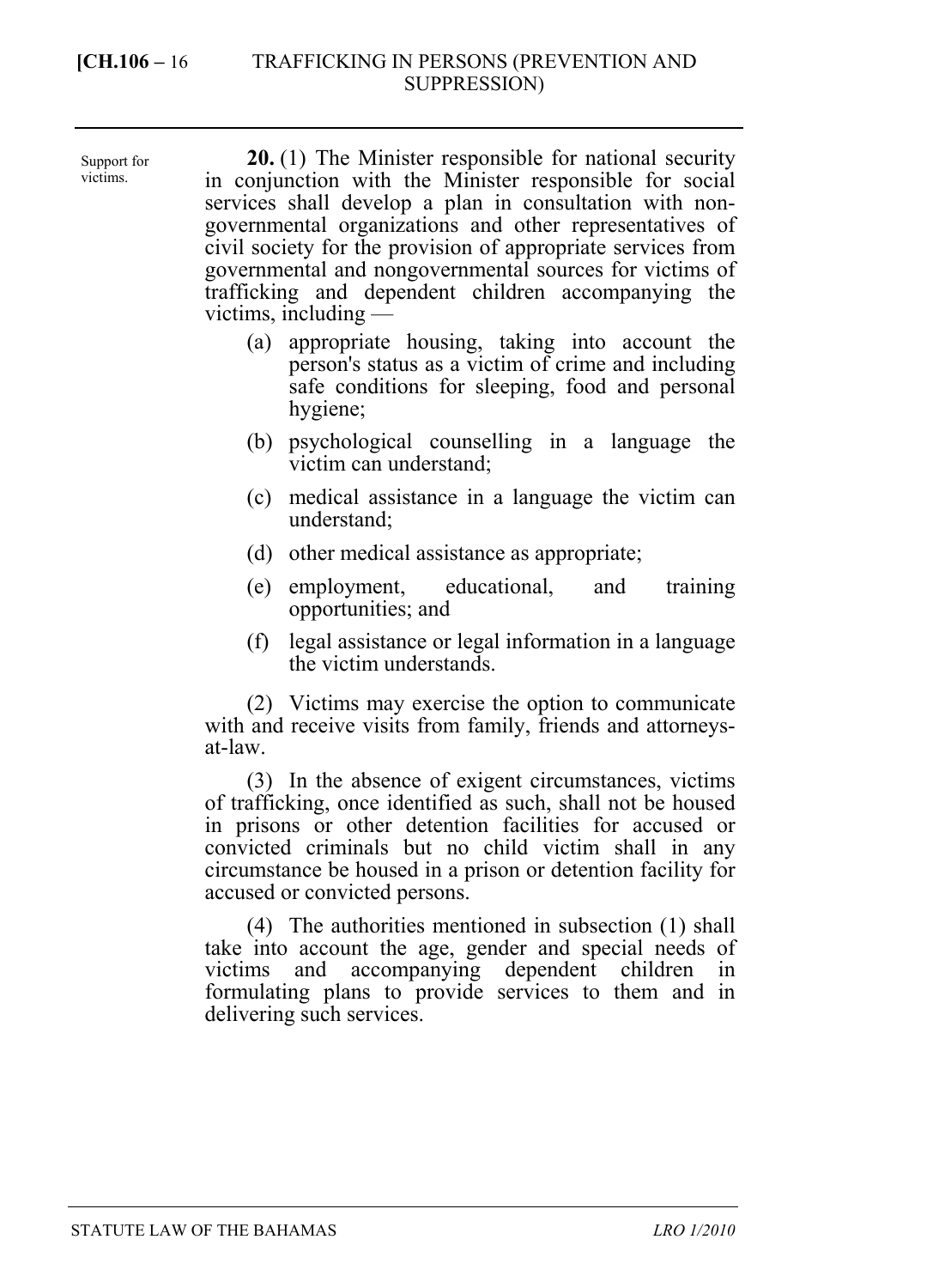Support for victims.

**20.** (1) The Minister responsible for national security in conjunction with the Minister responsible for social services shall develop a plan in consultation with non-governmental organizations and other representatives of civil society for the provision of appropriate services from governmental and nongovernmental sources for victims of trafficking and dependent children accompanying the victims, including —

(a) appropriate housing, taking into account the person's status as a victim of crime and including safe conditions for sleeping, food and personal hygiene;

(b) psychological counselling in a language the victim can understand;

(c) medical assistance in a language the victim can understand;

(d) other medical assistance as appropriate;

(e) employment, educational, and training opportunities; and

(f) legal assistance or legal information in a language the victim understands.

(2) Victims may exercise the option to communicate with and receive visits from family, friends and attorneys-at-law.

(3) In the absence of exigent circumstances, victims of trafficking, once identified as such, shall not be housed in prisons or other detention facilities for accused or convicted criminals but no child victim shall in any circumstance be housed in a prison or detention facility for accused or convicted persons.

(4) The authorities mentioned in subsection (1) shall take into account the age, gender and special needs of victims and accompanying dependent children in formulating plans to provide services to them and in delivering such services.